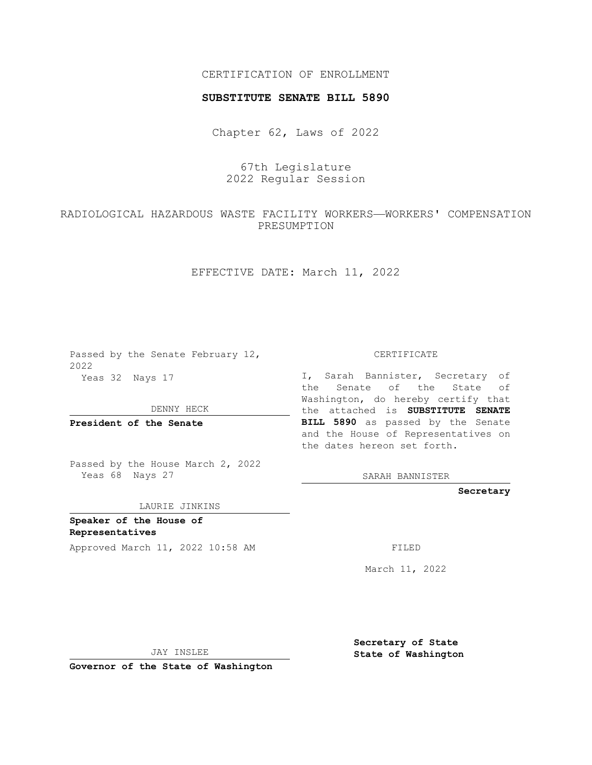CERTIFICATION OF ENROLLMENT

**SUBSTITUTE SENATE BILL 5890**

Chapter 62, Laws of 2022

67th Legislature
2022 Regular Session

RADIOLOGICAL HAZARDOUS WASTE FACILITY WORKERS—WORKERS' COMPENSATION PRESUMPTION

EFFECTIVE DATE: March 11, 2022

Passed by the Senate February 12, 2022
Yeas 32 Nays 17

DENNY HECK

**President of the Senate**

Passed by the House March 2, 2022
Yeas 68 Nays 27

LAURIE JINKINS

**Speaker of the House of Representatives**

Approved March 11, 2022 10:58 AM

JAY INSLEE

**Governor of the State of Washington**

CERTIFICATE

I, Sarah Bannister, Secretary of the Senate of the State of Washington, do hereby certify that the attached is **SUBSTITUTE SENATE BILL 5890** as passed by the Senate and the House of Representatives on the dates hereon set forth.

SARAH BANNISTER

**Secretary**

FILED

March 11, 2022

**Secretary of State**
**State of Washington**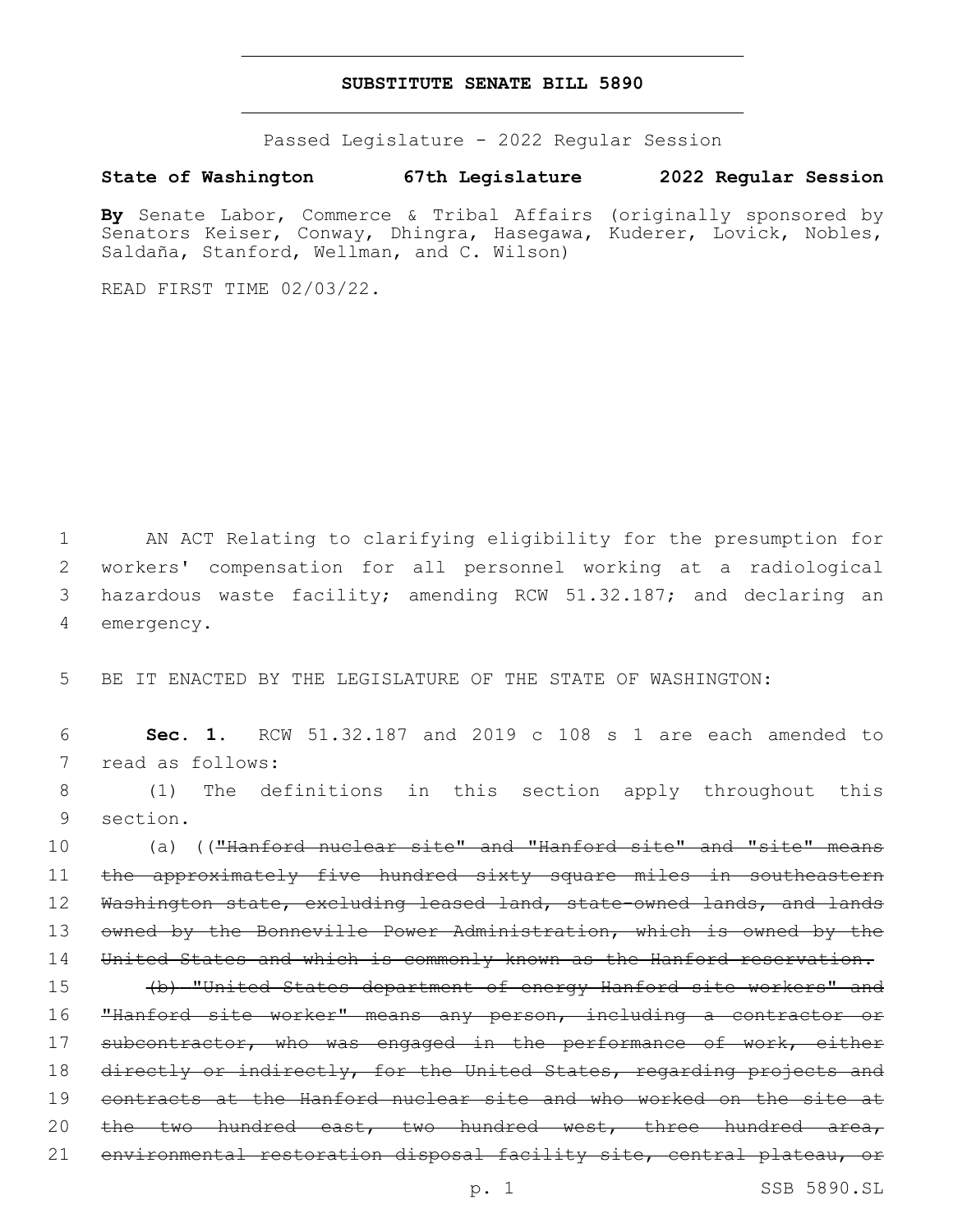# SUBSTITUTE SENATE BILL 5890

Passed Legislature - 2022 Regular Session

**State of Washington 67th Legislature 2022 Regular Session**

**By** Senate Labor, Commerce & Tribal Affairs (originally sponsored by Senators Keiser, Conway, Dhingra, Hasegawa, Kuderer, Lovick, Nobles, Saldaña, Stanford, Wellman, and C. Wilson)

READ FIRST TIME 02/03/22.

AN ACT Relating to clarifying eligibility for the presumption for workers' compensation for all personnel working at a radiological hazardous waste facility; amending RCW 51.32.187; and declaring an emergency.

BE IT ENACTED BY THE LEGISLATURE OF THE STATE OF WASHINGTON:

**Sec. 1.** RCW 51.32.187 and 2019 c 108 s 1 are each amended to read as follows:

(1) The definitions in this section apply throughout this section.

(a) ((~~"Hanford nuclear site" and "Hanford site" and "site" means the approximately five hundred sixty square miles in southeastern Washington state, excluding leased land, state-owned lands, and lands owned by the Bonneville Power Administration, which is owned by the United States and which is commonly known as the Hanford reservation.~~

~~(b) "United States department of energy Hanford site workers" and "Hanford site worker" means any person, including a contractor or subcontractor, who was engaged in the performance of work, either directly or indirectly, for the United States, regarding projects and contracts at the Hanford nuclear site and who worked on the site at the two hundred east, two hundred west, three hundred area, environmental restoration disposal facility site, central plateau, or~~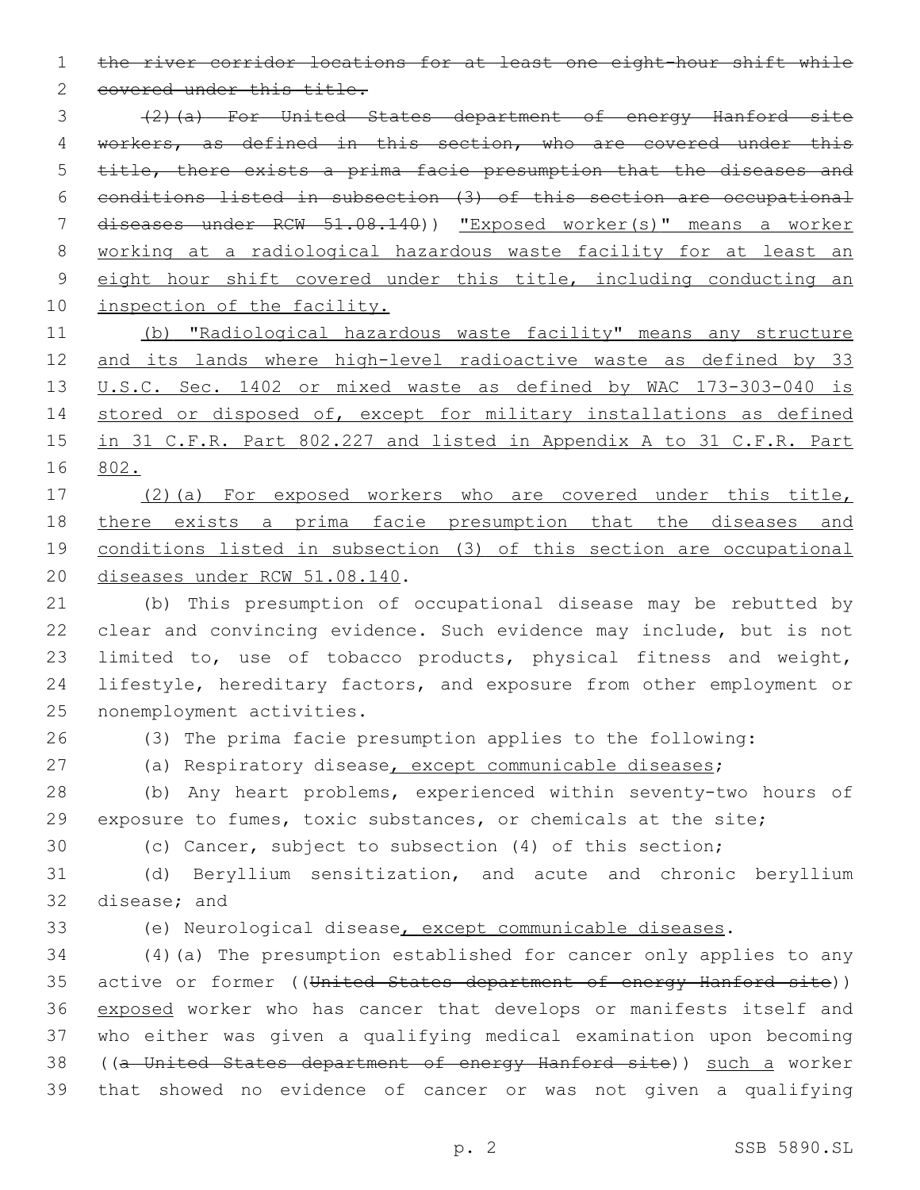~~the river corridor locations for at least one eight-hour shift while covered under this title.~~

~~(2)(a) For United States department of energy Hanford site workers, as defined in this section, who are covered under this title, there exists a prima facie presumption that the diseases and conditions listed in subsection (3) of this section are occupational diseases under RCW 51.08.140~~)) <u>"Exposed worker(s)" means a worker working at a radiological hazardous waste facility for at least an eight hour shift covered under this title, including conducting an inspection of the facility.</u>

<u>(b) "Radiological hazardous waste facility" means any structure and its lands where high-level radioactive waste as defined by 33 U.S.C. Sec. 1402 or mixed waste as defined by WAC 173-303-040 is stored or disposed of, except for military installations as defined in 31 C.F.R. Part 802.227 and listed in Appendix A to 31 C.F.R. Part 802.</u>

<u>(2)(a) For exposed workers who are covered under this title, there exists a prima facie presumption that the diseases and conditions listed in subsection (3) of this section are occupational diseases under RCW 51.08.140</u>.

(b) This presumption of occupational disease may be rebutted by clear and convincing evidence. Such evidence may include, but is not limited to, use of tobacco products, physical fitness and weight, lifestyle, hereditary factors, and exposure from other employment or nonemployment activities.

(3) The prima facie presumption applies to the following:

(a) Respiratory disease<u>, except communicable diseases</u>;

(b) Any heart problems, experienced within seventy-two hours of exposure to fumes, toxic substances, or chemicals at the site;

(c) Cancer, subject to subsection (4) of this section;

(d) Beryllium sensitization, and acute and chronic beryllium disease; and

(e) Neurological disease<u>, except communicable diseases</u>.

(4)(a) The presumption established for cancer only applies to any active or former ((~~United States department of energy Hanford site~~)) <u>exposed</u> worker who has cancer that develops or manifests itself and who either was given a qualifying medical examination upon becoming ((~~a United States department of energy Hanford site~~)) <u>such a</u> worker that showed no evidence of cancer or was not given a qualifying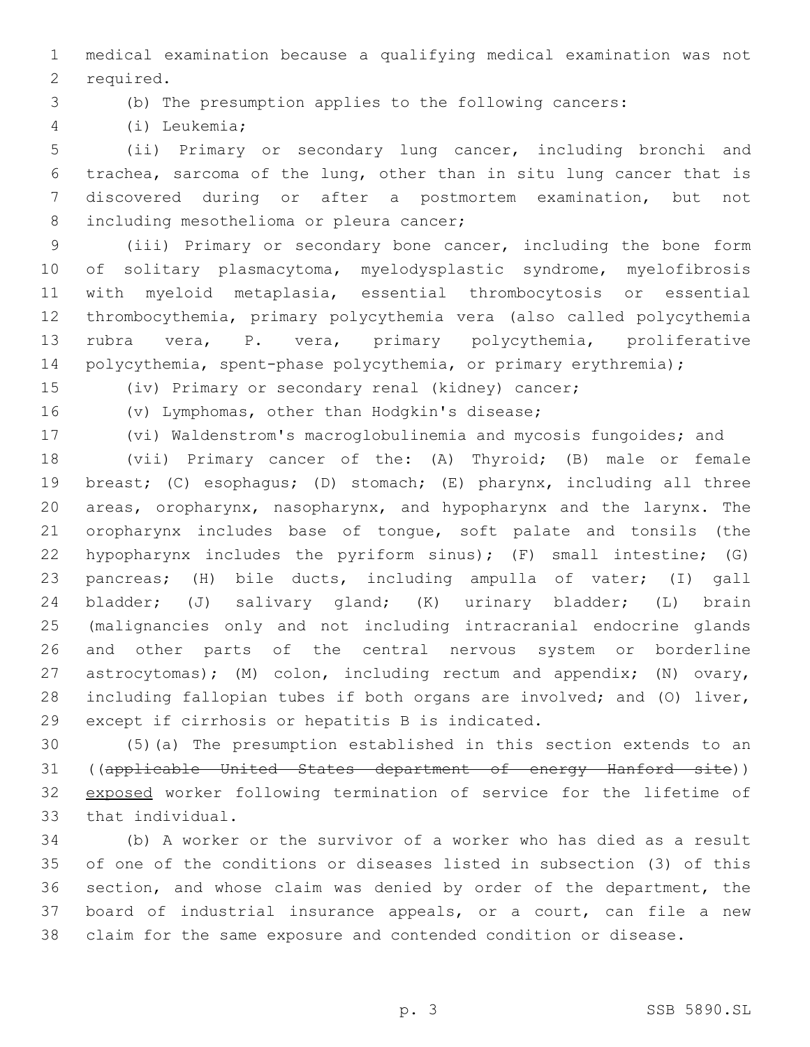medical examination because a qualifying medical examination was not required.

(b) The presumption applies to the following cancers:

(i) Leukemia;

(ii) Primary or secondary lung cancer, including bronchi and trachea, sarcoma of the lung, other than in situ lung cancer that is discovered during or after a postmortem examination, but not including mesothelioma or pleura cancer;

(iii) Primary or secondary bone cancer, including the bone form of solitary plasmacytoma, myelodysplastic syndrome, myelofibrosis with myeloid metaplasia, essential thrombocytosis or essential thrombocythemia, primary polycythemia vera (also called polycythemia rubra vera, P. vera, primary polycythemia, proliferative polycythemia, spent-phase polycythemia, or primary erythremia);

(iv) Primary or secondary renal (kidney) cancer;

(v) Lymphomas, other than Hodgkin's disease;

(vi) Waldenstrom's macroglobulinemia and mycosis fungoides; and

(vii) Primary cancer of the: (A) Thyroid; (B) male or female breast; (C) esophagus; (D) stomach; (E) pharynx, including all three areas, oropharynx, nasopharynx, and hypopharynx and the larynx. The oropharynx includes base of tongue, soft palate and tonsils (the hypopharynx includes the pyriform sinus); (F) small intestine; (G) pancreas; (H) bile ducts, including ampulla of vater; (I) gall bladder; (J) salivary gland; (K) urinary bladder; (L) brain (malignancies only and not including intracranial endocrine glands and other parts of the central nervous system or borderline astrocytomas); (M) colon, including rectum and appendix; (N) ovary, including fallopian tubes if both organs are involved; and (O) liver, except if cirrhosis or hepatitis B is indicated.

(5)(a) The presumption established in this section extends to an ((~~applicable United States department of energy Hanford site~~)) <u>exposed</u> worker following termination of service for the lifetime of that individual.

(b) A worker or the survivor of a worker who has died as a result of one of the conditions or diseases listed in subsection (3) of this section, and whose claim was denied by order of the department, the board of industrial insurance appeals, or a court, can file a new claim for the same exposure and contended condition or disease.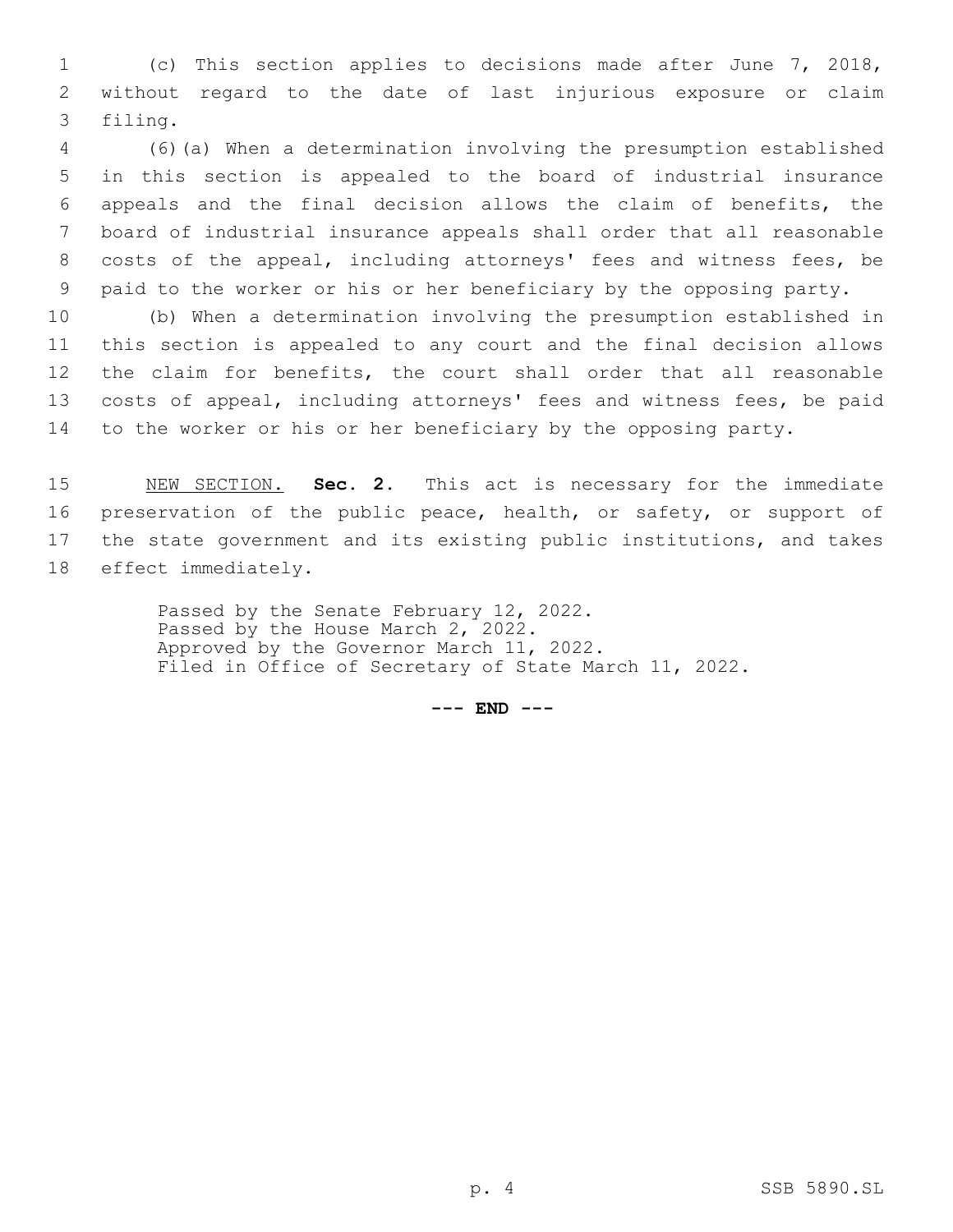(c) This section applies to decisions made after June 7, 2018, without regard to the date of last injurious exposure or claim filing.

(6)(a) When a determination involving the presumption established in this section is appealed to the board of industrial insurance appeals and the final decision allows the claim of benefits, the board of industrial insurance appeals shall order that all reasonable costs of the appeal, including attorneys' fees and witness fees, be paid to the worker or his or her beneficiary by the opposing party.

(b) When a determination involving the presumption established in this section is appealed to any court and the final decision allows the claim for benefits, the court shall order that all reasonable costs of appeal, including attorneys' fees and witness fees, be paid to the worker or his or her beneficiary by the opposing party.

NEW SECTION. **Sec. 2.** This act is necessary for the immediate preservation of the public peace, health, or safety, or support of the state government and its existing public institutions, and takes effect immediately.

Passed by the Senate February 12, 2022.
Passed by the House March 2, 2022.
Approved by the Governor March 11, 2022.
Filed in Office of Secretary of State March 11, 2022.

**--- END ---**